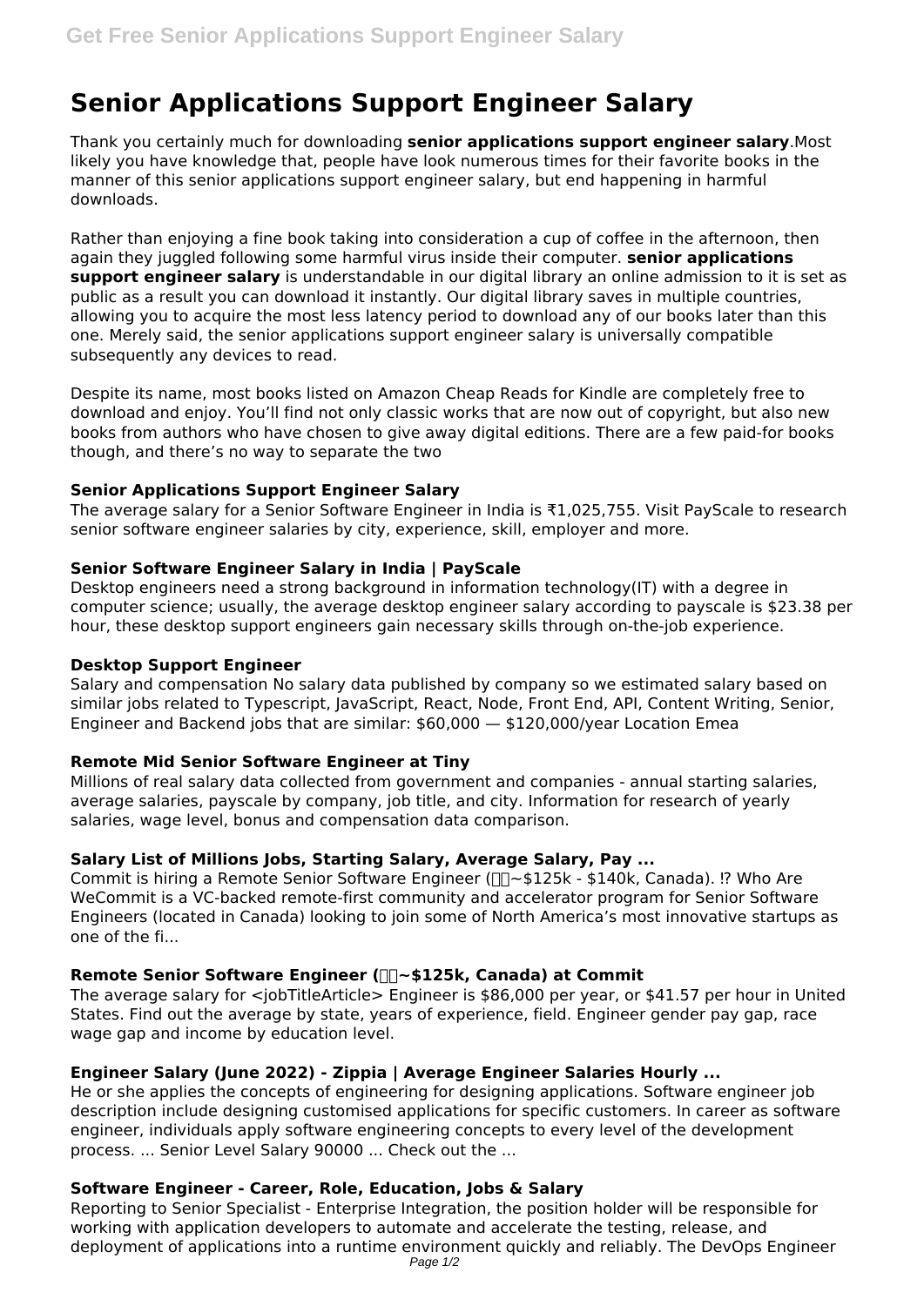# Senior Applications Support Engineer Salary

Thank you certainly much for downloading **senior applications support engineer salary**.Most likely you have knowledge that, people have look numerous times for their favorite books in the manner of this senior applications support engineer salary, but end happening in harmful downloads.

Rather than enjoying a fine book taking into consideration a cup of coffee in the afternoon, then again they juggled following some harmful virus inside their computer. **senior applications support engineer salary** is understandable in our digital library an online admission to it is set as public as a result you can download it instantly. Our digital library saves in multiple countries, allowing you to acquire the most less latency period to download any of our books later than this one. Merely said, the senior applications support engineer salary is universally compatible subsequently any devices to read.

Despite its name, most books listed on Amazon Cheap Reads for Kindle are completely free to download and enjoy. You'll find not only classic works that are now out of copyright, but also new books from authors who have chosen to give away digital editions. There are a few paid-for books though, and there's no way to separate the two

### Senior Applications Support Engineer Salary

The average salary for a Senior Software Engineer in India is ₹1,025,755. Visit PayScale to research senior software engineer salaries by city, experience, skill, employer and more.

### Senior Software Engineer Salary in India | PayScale

Desktop engineers need a strong background in information technology(IT) with a degree in computer science; usually, the average desktop engineer salary according to payscale is $23.38 per hour, these desktop support engineers gain necessary skills through on-the-job experience.

### Desktop Support Engineer

Salary and compensation No salary data published by company so we estimated salary based on similar jobs related to Typescript, JavaScript, React, Node, Front End, API, Content Writing, Senior, Engineer and Backend jobs that are similar: $60,000 — $120,000/year Location Emea

### Remote Mid Senior Software Engineer at Tiny

Millions of real salary data collected from government and companies - annual starting salaries, average salaries, payscale by company, job title, and city. Information for research of yearly salaries, wage level, bonus and compensation data comparison.

### Salary List of Millions Jobs, Starting Salary, Average Salary, Pay ...

Commit is hiring a Remote Senior Software Engineer (~$125k - $140k, Canada). ⁉ Who Are WeCommit is a VC-backed remote-first community and accelerator program for Senior Software Engineers (located in Canada) looking to join some of North America's most innovative startups as one of the fi...

### Remote Senior Software Engineer (~$125k, Canada) at Commit

The average salary for <jobTitleArticle> Engineer is $86,000 per year, or $41.57 per hour in United States. Find out the average by state, years of experience, field. Engineer gender pay gap, race wage gap and income by education level.

### Engineer Salary (June 2022) - Zippia | Average Engineer Salaries Hourly ...

He or she applies the concepts of engineering for designing applications. Software engineer job description include designing customised applications for specific customers. In career as software engineer, individuals apply software engineering concepts to every level of the development process. ... Senior Level Salary 90000 ... Check out the ...

### Software Engineer - Career, Role, Education, Jobs & Salary

Reporting to Senior Specialist - Enterprise Integration, the position holder will be responsible for working with application developers to automate and accelerate the testing, release, and deployment of applications into a runtime environment quickly and reliably. The DevOps Engineer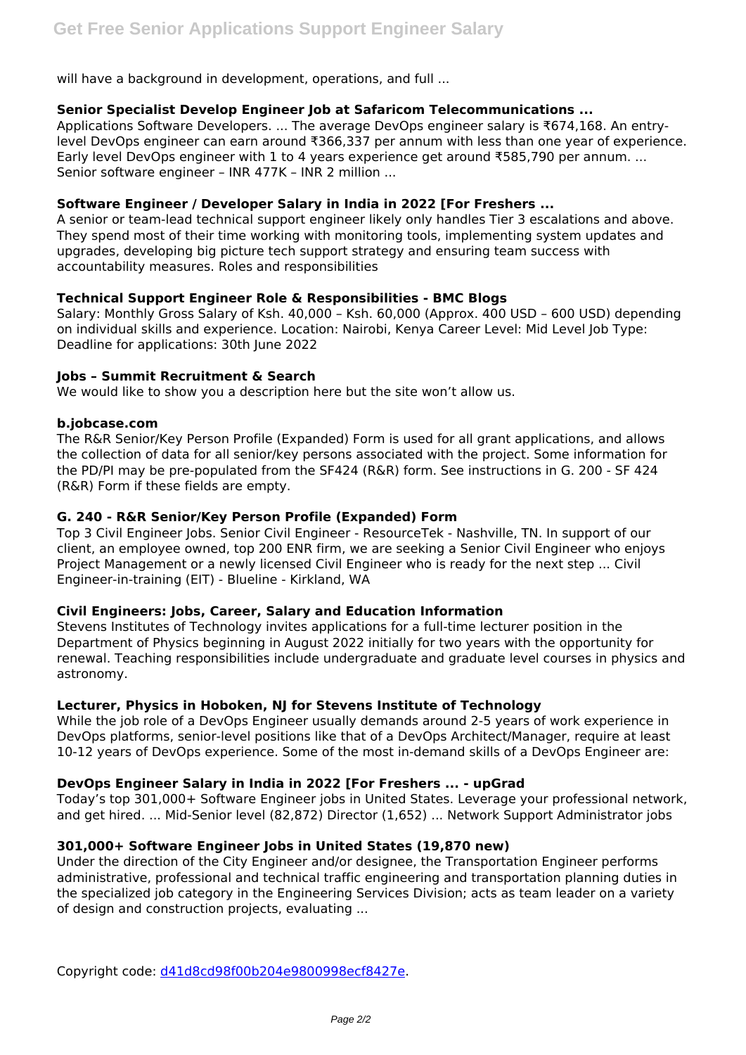will have a background in development, operations, and full ...

**Senior Specialist Develop Engineer Job at Safaricom Telecommunications ...**

Applications Software Developers. ... The average DevOps engineer salary is ₹674,168. An entry-level DevOps engineer can earn around ₹366,337 per annum with less than one year of experience. Early level DevOps engineer with 1 to 4 years experience get around ₹585,790 per annum. ... Senior software engineer – INR 477K – INR 2 million ...

**Software Engineer / Developer Salary in India in 2022 [For Freshers ...**

A senior or team-lead technical support engineer likely only handles Tier 3 escalations and above. They spend most of their time working with monitoring tools, implementing system updates and upgrades, developing big picture tech support strategy and ensuring team success with accountability measures. Roles and responsibilities

**Technical Support Engineer Role & Responsibilities - BMC Blogs**

Salary: Monthly Gross Salary of Ksh. 40,000 – Ksh. 60,000 (Approx. 400 USD – 600 USD) depending on individual skills and experience. Location: Nairobi, Kenya Career Level: Mid Level Job Type: Deadline for applications: 30th June 2022

**Jobs – Summit Recruitment & Search**

We would like to show you a description here but the site won't allow us.

**b.jobcase.com**

The R&R Senior/Key Person Profile (Expanded) Form is used for all grant applications, and allows the collection of data for all senior/key persons associated with the project. Some information for the PD/PI may be pre-populated from the SF424 (R&R) form. See instructions in G. 200 - SF 424 (R&R) Form if these fields are empty.

**G. 240 - R&R Senior/Key Person Profile (Expanded) Form**

Top 3 Civil Engineer Jobs. Senior Civil Engineer - ResourceTek - Nashville, TN. In support of our client, an employee owned, top 200 ENR firm, we are seeking a Senior Civil Engineer who enjoys Project Management or a newly licensed Civil Engineer who is ready for the next step ... Civil Engineer-in-training (EIT) - Blueline - Kirkland, WA

**Civil Engineers: Jobs, Career, Salary and Education Information**

Stevens Institutes of Technology invites applications for a full-time lecturer position in the Department of Physics beginning in August 2022 initially for two years with the opportunity for renewal. Teaching responsibilities include undergraduate and graduate level courses in physics and astronomy.

**Lecturer, Physics in Hoboken, NJ for Stevens Institute of Technology**

While the job role of a DevOps Engineer usually demands around 2-5 years of work experience in DevOps platforms, senior-level positions like that of a DevOps Architect/Manager, require at least 10-12 years of DevOps experience. Some of the most in-demand skills of a DevOps Engineer are:

**DevOps Engineer Salary in India in 2022 [For Freshers ... - upGrad**

Today's top 301,000+ Software Engineer jobs in United States. Leverage your professional network, and get hired. ... Mid-Senior level (82,872) Director (1,652) ... Network Support Administrator jobs

**301,000+ Software Engineer Jobs in United States (19,870 new)**

Under the direction of the City Engineer and/or designee, the Transportation Engineer performs administrative, professional and technical traffic engineering and transportation planning duties in the specialized job category in the Engineering Services Division; acts as team leader on a variety of design and construction projects, evaluating ...

Copyright code: d41d8cd98f00b204e9800998ecf8427e.